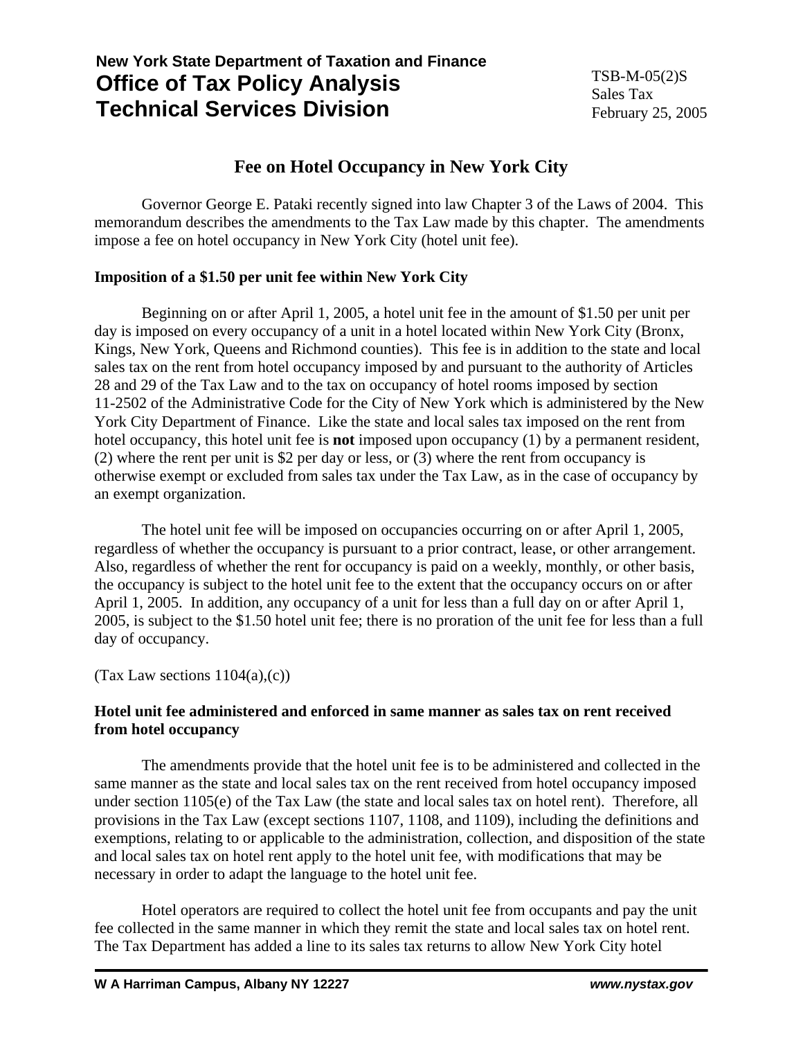New York State Department of Taxation and Finance
**Office of Tax Policy Analysis**
**Technical Services Division**

TSB-M-05(2)S
Sales Tax
February 25, 2005

# Fee on Hotel Occupancy in New York City

Governor George E. Pataki recently signed into law Chapter 3 of the Laws of 2004. This memorandum describes the amendments to the Tax Law made by this chapter. The amendments impose a fee on hotel occupancy in New York City (hotel unit fee).

## Imposition of a $1.50 per unit fee within New York City

Beginning on or after April 1, 2005, a hotel unit fee in the amount of $1.50 per unit per day is imposed on every occupancy of a unit in a hotel located within New York City (Bronx, Kings, New York, Queens and Richmond counties). This fee is in addition to the state and local sales tax on the rent from hotel occupancy imposed by and pursuant to the authority of Articles 28 and 29 of the Tax Law and to the tax on occupancy of hotel rooms imposed by section 11-2502 of the Administrative Code for the City of New York which is administered by the New York City Department of Finance. Like the state and local sales tax imposed on the rent from hotel occupancy, this hotel unit fee is **not** imposed upon occupancy (1) by a permanent resident, (2) where the rent per unit is $2 per day or less, or (3) where the rent from occupancy is otherwise exempt or excluded from sales tax under the Tax Law, as in the case of occupancy by an exempt organization.

The hotel unit fee will be imposed on occupancies occurring on or after April 1, 2005, regardless of whether the occupancy is pursuant to a prior contract, lease, or other arrangement. Also, regardless of whether the rent for occupancy is paid on a weekly, monthly, or other basis, the occupancy is subject to the hotel unit fee to the extent that the occupancy occurs on or after April 1, 2005. In addition, any occupancy of a unit for less than a full day on or after April 1, 2005, is subject to the $1.50 hotel unit fee; there is no proration of the unit fee for less than a full day of occupancy.

(Tax Law sections 1104(a),(c))

## Hotel unit fee administered and enforced in same manner as sales tax on rent received from hotel occupancy

The amendments provide that the hotel unit fee is to be administered and collected in the same manner as the state and local sales tax on the rent received from hotel occupancy imposed under section 1105(e) of the Tax Law (the state and local sales tax on hotel rent). Therefore, all provisions in the Tax Law (except sections 1107, 1108, and 1109), including the definitions and exemptions, relating to or applicable to the administration, collection, and disposition of the state and local sales tax on hotel rent apply to the hotel unit fee, with modifications that may be necessary in order to adapt the language to the hotel unit fee.

Hotel operators are required to collect the hotel unit fee from occupants and pay the unit fee collected in the same manner in which they remit the state and local sales tax on hotel rent. The Tax Department has added a line to its sales tax returns to allow New York City hotel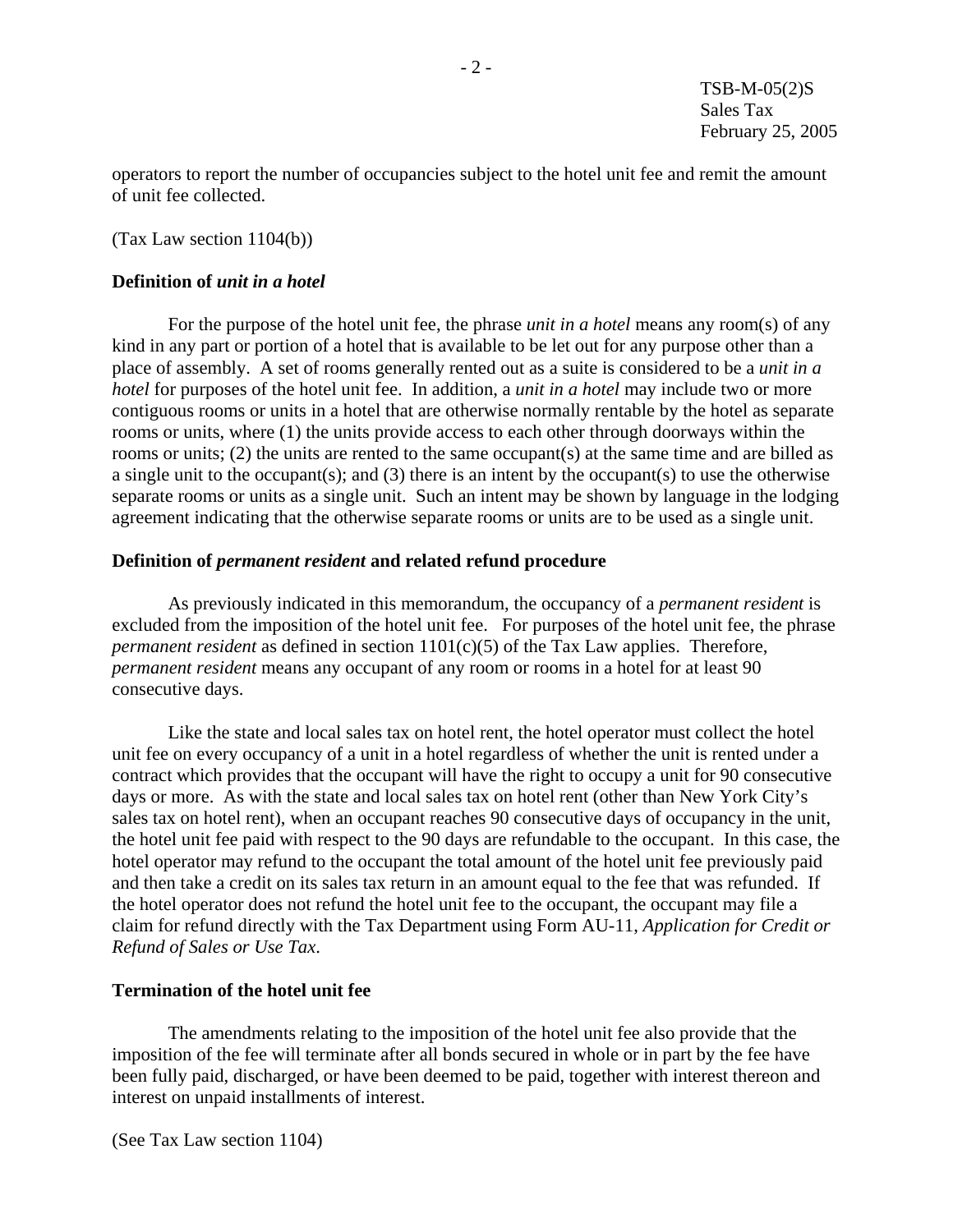operators to report the number of occupancies subject to the hotel unit fee and remit the amount of unit fee collected.

(Tax Law section 1104(b))

**Definition of *unit in a hotel***

For the purpose of the hotel unit fee, the phrase *unit in a hotel* means any room(s) of any kind in any part or portion of a hotel that is available to be let out for any purpose other than a place of assembly. A set of rooms generally rented out as a suite is considered to be a *unit in a hotel* for purposes of the hotel unit fee. In addition, a *unit in a hotel* may include two or more contiguous rooms or units in a hotel that are otherwise normally rentable by the hotel as separate rooms or units, where (1) the units provide access to each other through doorways within the rooms or units; (2) the units are rented to the same occupant(s) at the same time and are billed as a single unit to the occupant(s); and (3) there is an intent by the occupant(s) to use the otherwise separate rooms or units as a single unit. Such an intent may be shown by language in the lodging agreement indicating that the otherwise separate rooms or units are to be used as a single unit.

**Definition of *permanent resident* and related refund procedure**

As previously indicated in this memorandum, the occupancy of a *permanent resident* is excluded from the imposition of the hotel unit fee. For purposes of the hotel unit fee, the phrase *permanent resident* as defined in section 1101(c)(5) of the Tax Law applies. Therefore, *permanent resident* means any occupant of any room or rooms in a hotel for at least 90 consecutive days.

Like the state and local sales tax on hotel rent, the hotel operator must collect the hotel unit fee on every occupancy of a unit in a hotel regardless of whether the unit is rented under a contract which provides that the occupant will have the right to occupy a unit for 90 consecutive days or more. As with the state and local sales tax on hotel rent (other than New York City's sales tax on hotel rent), when an occupant reaches 90 consecutive days of occupancy in the unit, the hotel unit fee paid with respect to the 90 days are refundable to the occupant. In this case, the hotel operator may refund to the occupant the total amount of the hotel unit fee previously paid and then take a credit on its sales tax return in an amount equal to the fee that was refunded. If the hotel operator does not refund the hotel unit fee to the occupant, the occupant may file a claim for refund directly with the Tax Department using Form AU-11, *Application for Credit or Refund of Sales or Use Tax*.

**Termination of the hotel unit fee**

The amendments relating to the imposition of the hotel unit fee also provide that the imposition of the fee will terminate after all bonds secured in whole or in part by the fee have been fully paid, discharged, or have been deemed to be paid, together with interest thereon and interest on unpaid installments of interest.

(See Tax Law section 1104)